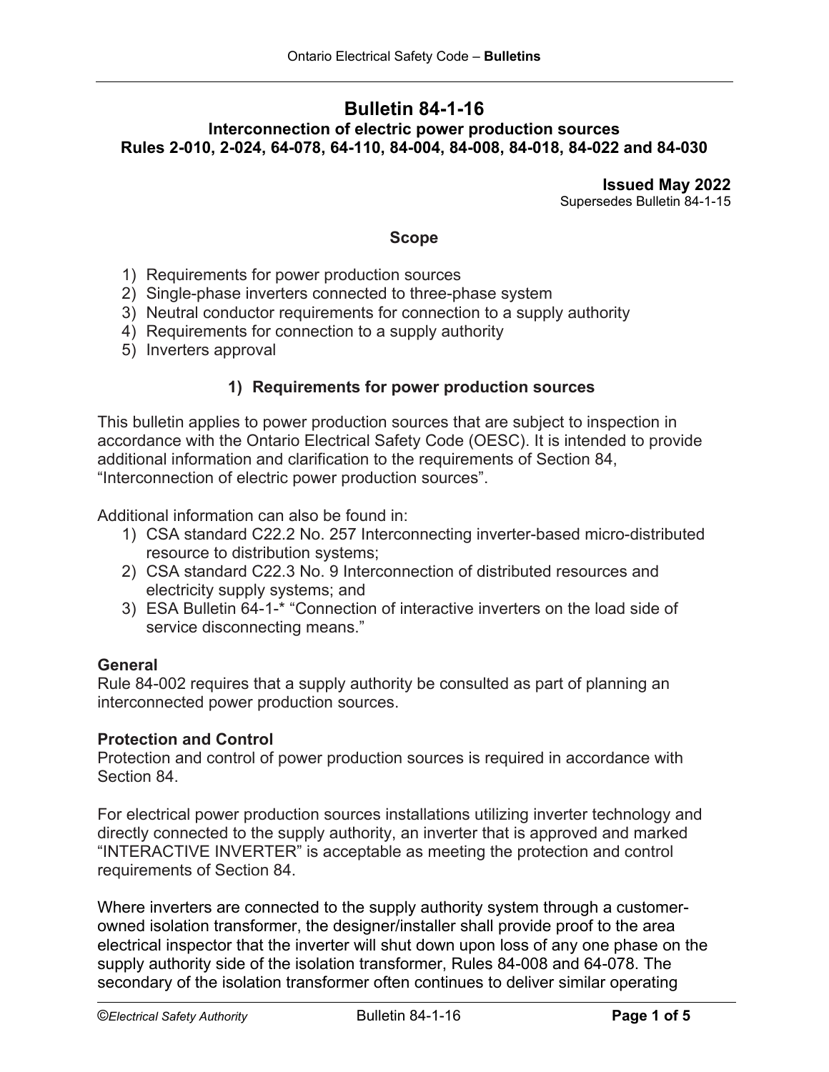# Bulletin 84-1-16

## Interconnection of electric power production sources
## Rules 2-010, 2-024, 64-078, 64-110, 84-004, 84-008, 84-018, 84-022 and 84-030

**Issued May 2022**
Supersedes Bulletin 84-1-15

### Scope

1) Requirements for power production sources
2) Single-phase inverters connected to three-phase system
3) Neutral conductor requirements for connection to a supply authority
4) Requirements for connection to a supply authority
5) Inverters approval

### 1) Requirements for power production sources

This bulletin applies to power production sources that are subject to inspection in accordance with the Ontario Electrical Safety Code (OESC). It is intended to provide additional information and clarification to the requirements of Section 84, "Interconnection of electric power production sources".

Additional information can also be found in:

1) CSA standard C22.2 No. 257 Interconnecting inverter-based micro-distributed resource to distribution systems;
2) CSA standard C22.3 No. 9 Interconnection of distributed resources and electricity supply systems; and
3) ESA Bulletin 64-1-* "Connection of interactive inverters on the load side of service disconnecting means."

**General**
Rule 84-002 requires that a supply authority be consulted as part of planning an interconnected power production sources.

**Protection and Control**
Protection and control of power production sources is required in accordance with Section 84.

For electrical power production sources installations utilizing inverter technology and directly connected to the supply authority, an inverter that is approved and marked "INTERACTIVE INVERTER" is acceptable as meeting the protection and control requirements of Section 84.

Where inverters are connected to the supply authority system through a customer-owned isolation transformer, the designer/installer shall provide proof to the area electrical inspector that the inverter will shut down upon loss of any one phase on the supply authority side of the isolation transformer, Rules 84-008 and 64-078. The secondary of the isolation transformer often continues to deliver similar operating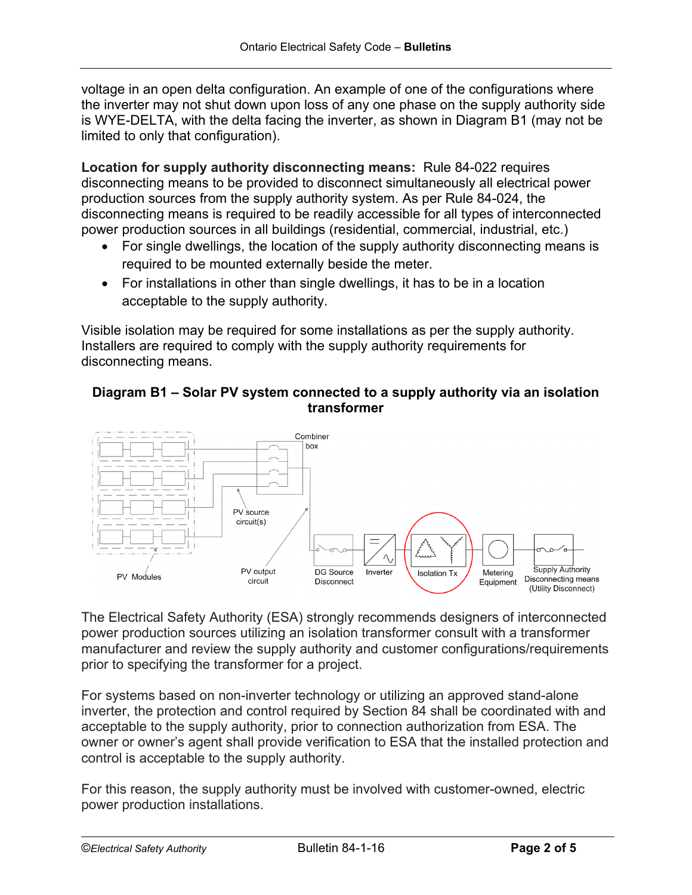voltage in an open delta configuration. An example of one of the configurations where the inverter may not shut down upon loss of any one phase on the supply authority side is WYE-DELTA, with the delta facing the inverter, as shown in Diagram B1 (may not be limited to only that configuration).

**Location for supply authority disconnecting means:** Rule 84-022 requires disconnecting means to be provided to disconnect simultaneously all electrical power production sources from the supply authority system. As per Rule 84-024, the disconnecting means is required to be readily accessible for all types of interconnected power production sources in all buildings (residential, commercial, industrial, etc.)

- For single dwellings, the location of the supply authority disconnecting means is required to be mounted externally beside the meter.
- For installations in other than single dwellings, it has to be in a location acceptable to the supply authority.

Visible isolation may be required for some installations as per the supply authority. Installers are required to comply with the supply authority requirements for disconnecting means.

**Diagram B1 – Solar PV system connected to a supply authority via an isolation transformer**

The Electrical Safety Authority (ESA) strongly recommends designers of interconnected power production sources utilizing an isolation transformer consult with a transformer manufacturer and review the supply authority and customer configurations/requirements prior to specifying the transformer for a project.

For systems based on non-inverter technology or utilizing an approved stand-alone inverter, the protection and control required by Section 84 shall be coordinated with and acceptable to the supply authority, prior to connection authorization from ESA. The owner or owner's agent shall provide verification to ESA that the installed protection and control is acceptable to the supply authority.

For this reason, the supply authority must be involved with customer-owned, electric power production installations.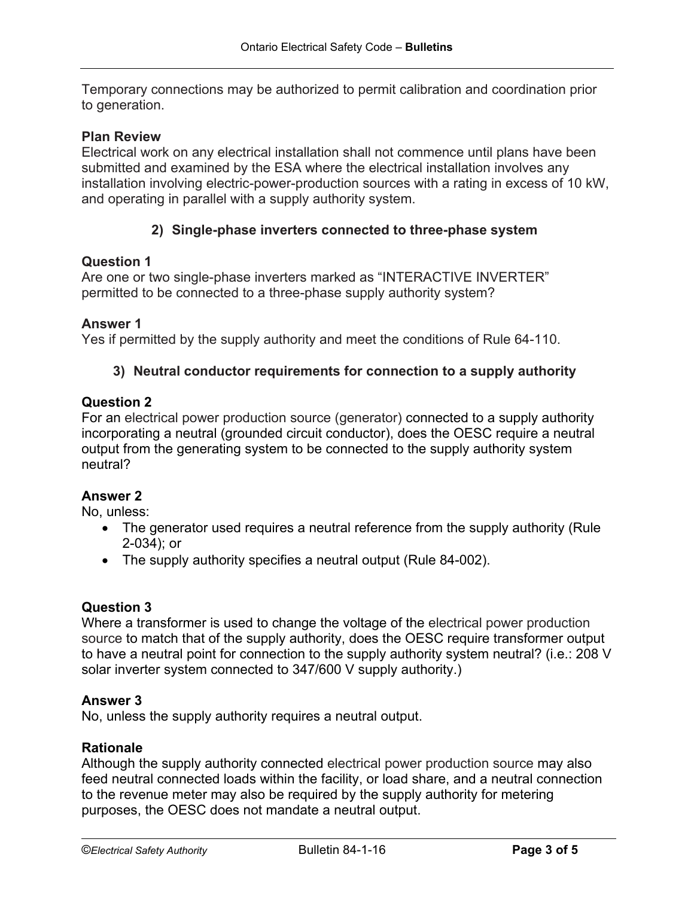Temporary connections may be authorized to permit calibration and coordination prior to generation.

**Plan Review**
Electrical work on any electrical installation shall not commence until plans have been submitted and examined by the ESA where the electrical installation involves any installation involving electric-power-production sources with a rating in excess of 10 kW, and operating in parallel with a supply authority system.

### 2) Single-phase inverters connected to three-phase system

**Question 1**
Are one or two single-phase inverters marked as “INTERACTIVE INVERTER” permitted to be connected to a three-phase supply authority system?

**Answer 1**
Yes if permitted by the supply authority and meet the conditions of Rule 64-110.

### 3) Neutral conductor requirements for connection to a supply authority

**Question 2**
For an electrical power production source (generator) connected to a supply authority incorporating a neutral (grounded circuit conductor), does the OESC require a neutral output from the generating system to be connected to the supply authority system neutral?

**Answer 2**
No, unless:

- The generator used requires a neutral reference from the supply authority (Rule 2-034); or
- The supply authority specifies a neutral output (Rule 84-002).

**Question 3**
Where a transformer is used to change the voltage of the electrical power production source to match that of the supply authority, does the OESC require transformer output to have a neutral point for connection to the supply authority system neutral? (i.e.: 208 V solar inverter system connected to 347/600 V supply authority.)

**Answer 3**
No, unless the supply authority requires a neutral output.

**Rationale**
Although the supply authority connected electrical power production source may also feed neutral connected loads within the facility, or load share, and a neutral connection to the revenue meter may also be required by the supply authority for metering purposes, the OESC does not mandate a neutral output.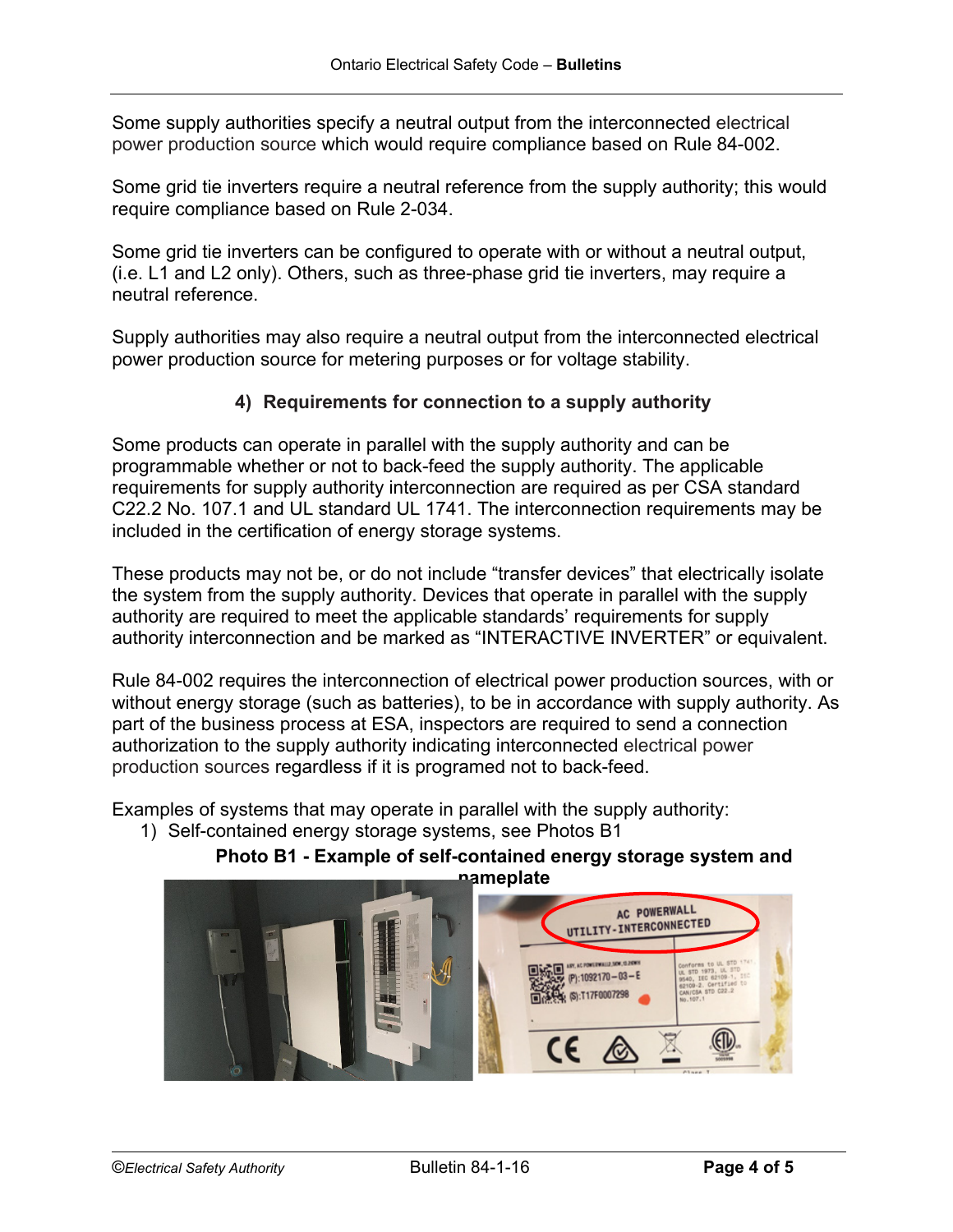Some supply authorities specify a neutral output from the interconnected electrical power production source which would require compliance based on Rule 84-002.

Some grid tie inverters require a neutral reference from the supply authority; this would require compliance based on Rule 2-034.

Some grid tie inverters can be configured to operate with or without a neutral output, (i.e. L1 and L2 only). Others, such as three-phase grid tie inverters, may require a neutral reference.

Supply authorities may also require a neutral output from the interconnected electrical power production source for metering purposes or for voltage stability.

### 4) Requirements for connection to a supply authority

Some products can operate in parallel with the supply authority and can be programmable whether or not to back-feed the supply authority. The applicable requirements for supply authority interconnection are required as per CSA standard C22.2 No. 107.1 and UL standard UL 1741. The interconnection requirements may be included in the certification of energy storage systems.

These products may not be, or do not include "transfer devices" that electrically isolate the system from the supply authority. Devices that operate in parallel with the supply authority are required to meet the applicable standards' requirements for supply authority interconnection and be marked as "INTERACTIVE INVERTER" or equivalent.

Rule 84-002 requires the interconnection of electrical power production sources, with or without energy storage (such as batteries), to be in accordance with supply authority. As part of the business process at ESA, inspectors are required to send a connection authorization to the supply authority indicating interconnected electrical power production sources regardless if it is programed not to back-feed.

Examples of systems that may operate in parallel with the supply authority:

1) Self-contained energy storage systems, see Photos B1

**Photo B1 - Example of self-contained energy storage system and nameplate**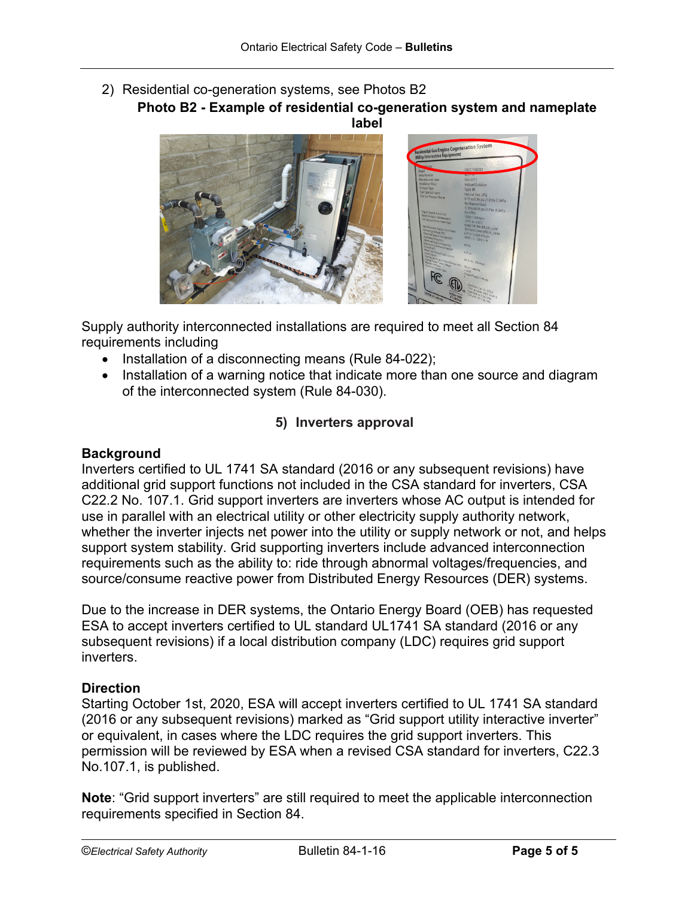2) Residential co-generation systems, see Photos B2

**Photo B2 - Example of residential co-generation system and nameplate label**

Supply authority interconnected installations are required to meet all Section 84 requirements including

- Installation of a disconnecting means (Rule 84-022);
- Installation of a warning notice that indicate more than one source and diagram of the interconnected system (Rule 84-030).

## 5) Inverters approval

### Background

Inverters certified to UL 1741 SA standard (2016 or any subsequent revisions) have additional grid support functions not included in the CSA standard for inverters, CSA C22.2 No. 107.1. Grid support inverters are inverters whose AC output is intended for use in parallel with an electrical utility or other electricity supply authority network, whether the inverter injects net power into the utility or supply network or not, and helps support system stability. Grid supporting inverters include advanced interconnection requirements such as the ability to: ride through abnormal voltages/frequencies, and source/consume reactive power from Distributed Energy Resources (DER) systems.

Due to the increase in DER systems, the Ontario Energy Board (OEB) has requested ESA to accept inverters certified to UL standard UL1741 SA standard (2016 or any subsequent revisions) if a local distribution company (LDC) requires grid support inverters.

### Direction

Starting October 1st, 2020, ESA will accept inverters certified to UL 1741 SA standard (2016 or any subsequent revisions) marked as “Grid support utility interactive inverter” or equivalent, in cases where the LDC requires the grid support inverters. This permission will be reviewed by ESA when a revised CSA standard for inverters, C22.3 No.107.1, is published.

**Note**: “Grid support inverters” are still required to meet the applicable interconnection requirements specified in Section 84.